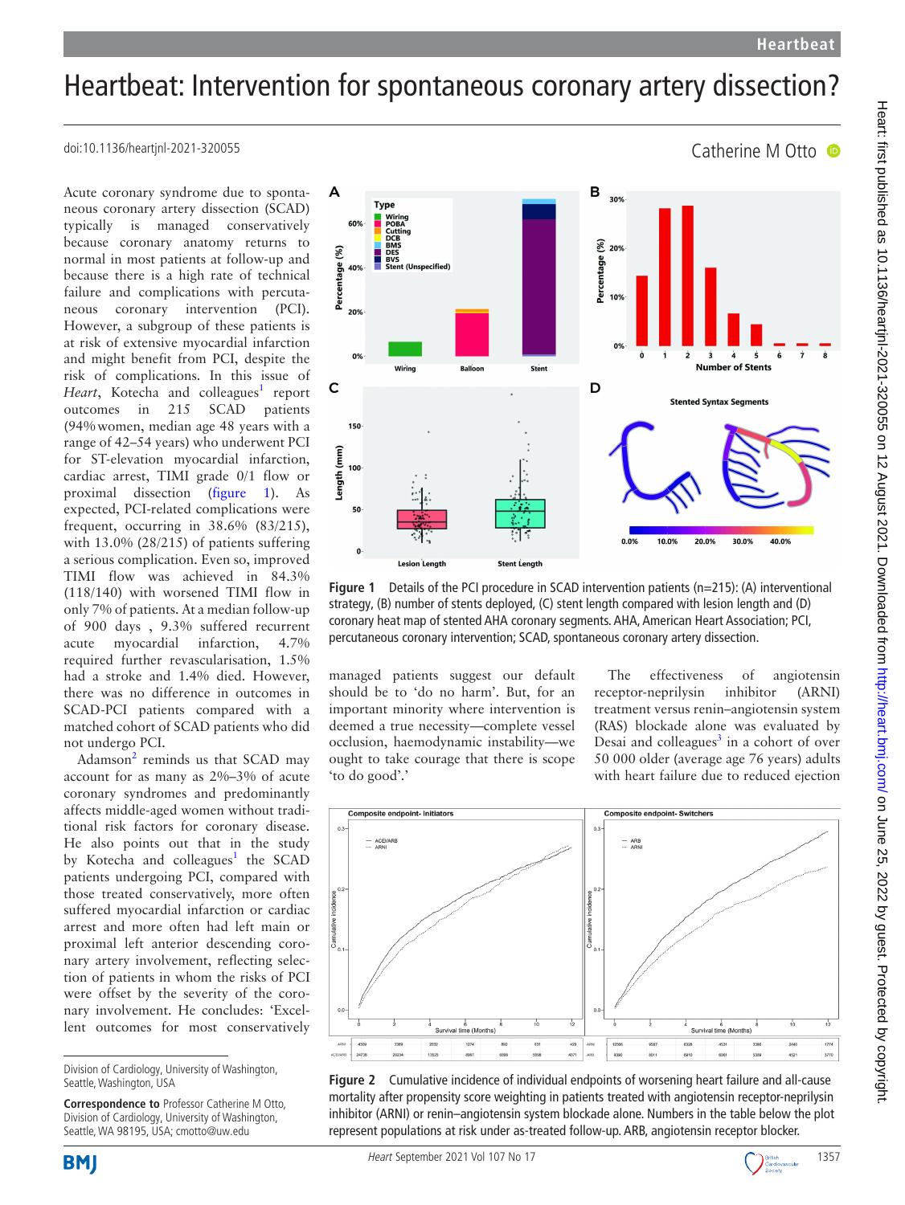# Heartbeat: Intervention for spontaneous coronary artery dissection?

doi:10.1136/heartjnl-2021-320055

Catherine M Otto

Acute coronary syndrome due to spontaneous coronary artery dissection (SCAD) typically is managed conservatively because coronary anatomy returns to normal in most patients at follow-up and because there is a high rate of technical failure and complications with percutaneous coronary intervention (PCI). However, a subgroup of these patients is at risk of extensive myocardial infarction and might benefit from PCI, despite the risk of complications. In this issue of *Heart*, Kotecha and colleagues[1] report outcomes in 215 SCAD patients (94% women, median age 48 years with a range of 42–54 years) who underwent PCI for ST-elevation myocardial infarction, cardiac arrest, TIMI grade 0/1 flow or proximal dissection (figure 1). As expected, PCI-related complications were frequent, occurring in 38.6% (83/215), with 13.0% (28/215) of patients suffering a serious complication. Even so, improved TIMI flow was achieved in 84.3% (118/140) with worsened TIMI flow in only 7% of patients. At a median follow-up of 900 days, 9.3% suffered recurrent acute myocardial infarction, 4.7% required further revascularisation, 1.5% had a stroke and 1.4% died. However, there was no difference in outcomes in SCAD-PCI patients compared with a matched cohort of SCAD patients who did not undergo PCI.

Adamson[2] reminds us that SCAD may account for as many as 2%–3% of acute coronary syndromes and predominantly affects middle-aged women without traditional risk factors for coronary disease. He also points out that in the study by Kotecha and colleagues[1] the SCAD patients undergoing PCI, compared with those treated conservatively, more often suffered myocardial infarction or cardiac arrest and more often had left main or proximal left anterior descending coronary artery involvement, reflecting selection of patients in whom the risks of PCI were offset by the severity of the coronary involvement. He concludes: 'Excellent outcomes for most conservatively managed patients suggest our default should be to 'do no harm'. But, for an important minority where intervention is deemed a true necessity—complete vessel occlusion, haemodynamic instability—we ought to take courage that there is scope 'to do good'.'

The effectiveness of angiotensin receptor-neprilysin inhibitor (ARNI) treatment versus renin–angiotensin system (RAS) blockade alone was evaluated by Desai and colleagues[3] in a cohort of over 50 000 older (average age 76 years) adults with heart failure due to reduced ejection

Figure 1 Details of the PCI procedure in SCAD intervention patients (n=215): (A) interventional strategy, (B) number of stents deployed, (C) stent length compared with lesion length and (D) coronary heat map of stented AHA coronary segments. AHA, American Heart Association; PCI, percutaneous coronary intervention; SCAD, spontaneous coronary artery dissection.

Figure 2 Cumulative incidence of individual endpoints of worsening heart failure and all-cause mortality after propensity score weighting in patients treated with angiotensin receptor-neprilysin inhibitor (ARNI) or renin–angiotensin system blockade alone. Numbers in the table below the plot represent populations at risk under as-treated follow-up. ARB, angiotensin receptor blocker.

Division of Cardiology, University of Washington, Seattle, Washington, USA

**Correspondence to** Professor Catherine M Otto, Division of Cardiology, University of Washington, Seattle, WA 98195, USA; cmotto@uw.edu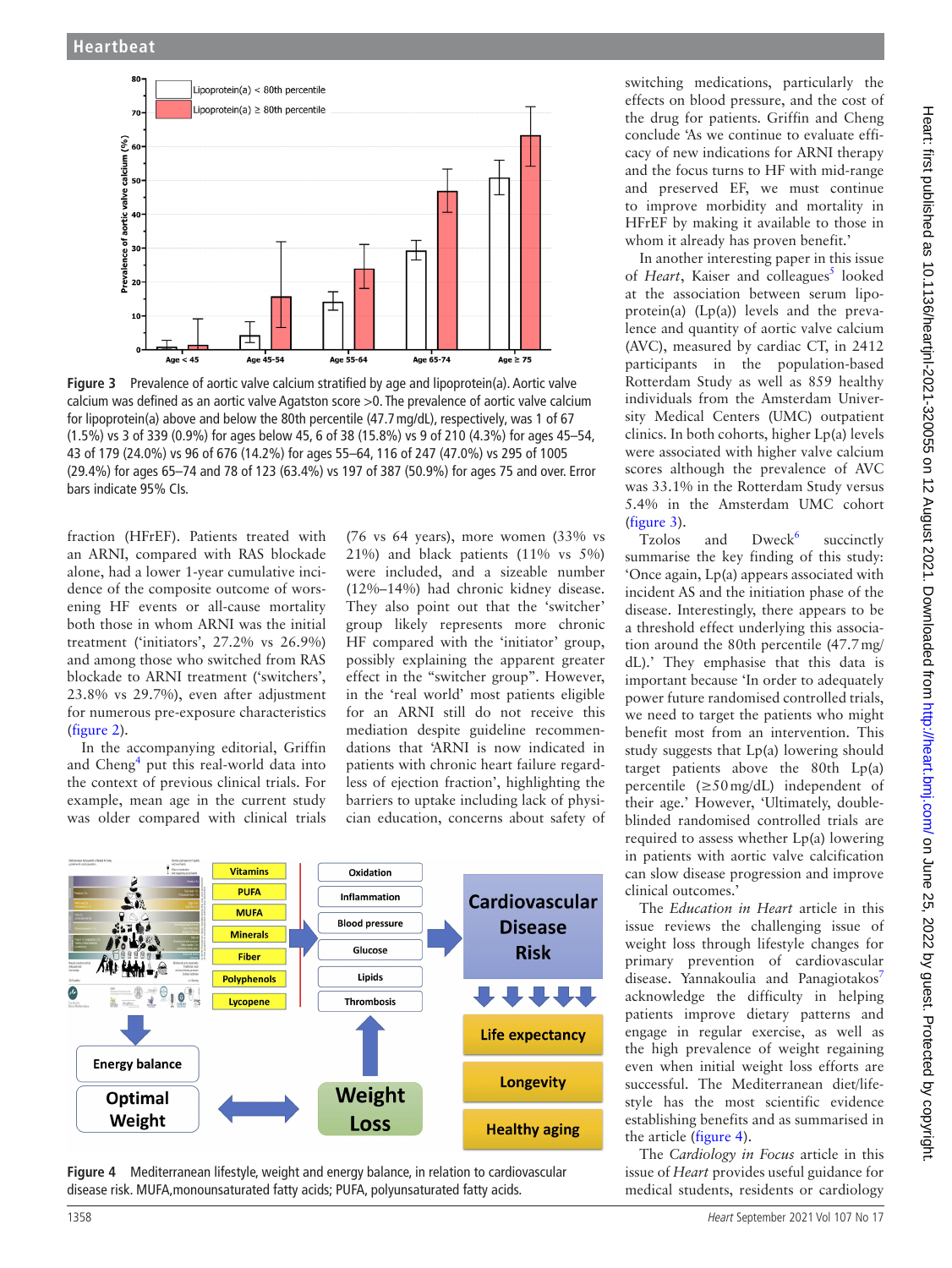Figure 3 Prevalence of aortic valve calcium stratified by age and lipoprotein(a). Aortic valve calcium was defined as an aortic valve Agatston score >0. The prevalence of aortic valve calcium for lipoprotein(a) above and below the 80th percentile (47.7 mg/dL), respectively, was 1 of 67 (1.5%) vs 3 of 339 (0.9%) for ages below 45, 6 of 38 (15.8%) vs 9 of 210 (4.3%) for ages 45–54, 43 of 179 (24.0%) vs 96 of 676 (14.2%) for ages 55–64, 116 of 247 (47.0%) vs 295 of 1005 (29.4%) for ages 65–74 and 78 of 123 (63.4%) vs 197 of 387 (50.9%) for ages 75 and over. Error bars indicate 95% CIs.

fraction (HFrEF). Patients treated with an ARNI, compared with RAS blockade alone, had a lower 1-year cumulative incidence of the composite outcome of worsening HF events or all-cause mortality both those in whom ARNI was the initial treatment ('initiators', 27.2% vs 26.9%) and among those who switched from RAS blockade to ARNI treatment ('switchers', 23.8% vs 29.7%), even after adjustment for numerous pre-exposure characteristics (figure 2).

In the accompanying editorial, Griffin and Cheng[4] put this real-world data into the context of previous clinical trials. For example, mean age in the current study was older compared with clinical trials (76 vs 64 years), more women (33% vs 21%) and black patients (11% vs 5%) were included, and a sizeable number (12%–14%) had chronic kidney disease. They also point out that the 'switcher' group likely represents more chronic HF compared with the 'initiator' group, possibly explaining the apparent greater effect in the "switcher group". However, in the 'real world' most patients eligible for an ARNI still do not receive this mediation despite guideline recommendations that 'ARNI is now indicated in patients with chronic heart failure regardless of ejection fraction', highlighting the barriers to uptake including lack of physician education, concerns about safety of switching medications, particularly the effects on blood pressure, and the cost of the drug for patients. Griffin and Cheng conclude 'As we continue to evaluate efficacy of new indications for ARNI therapy and the focus turns to HF with mid-range and preserved EF, we must continue to improve morbidity and mortality in HFrEF by making it available to those in whom it already has proven benefit.'

In another interesting paper in this issue of *Heart*, Kaiser and colleagues[5] looked at the association between serum lipoprotein(a) (Lp(a)) levels and the prevalence and quantity of aortic valve calcium (AVC), measured by cardiac CT, in 2412 participants in the population-based Rotterdam Study as well as 859 healthy individuals from the Amsterdam University Medical Centers (UMC) outpatient clinics. In both cohorts, higher Lp(a) levels were associated with higher valve calcium scores although the prevalence of AVC was 33.1% in the Rotterdam Study versus 5.4% in the Amsterdam UMC cohort (figure 3).

Tzolos and Dweck[6] succinctly summarise the key finding of this study: 'Once again, Lp(a) appears associated with incident AS and the initiation phase of the disease. Interestingly, there appears to be a threshold effect underlying this association around the 80th percentile (47.7 mg/dL).' They emphasise that this data is important because 'In order to adequately power future randomised controlled trials, we need to target the patients who might benefit most from an intervention. This study suggests that Lp(a) lowering should target patients above the 80th Lp(a) percentile (≥50 mg/dL) independent of their age.' However, 'Ultimately, double-blinded randomised controlled trials are required to assess whether Lp(a) lowering in patients with aortic valve calcification can slow disease progression and improve clinical outcomes.'

The *Education in Heart* article in this issue reviews the challenging issue of weight loss through lifestyle changes for primary prevention of cardiovascular disease. Yannakoulia and Panagiotakos[7] acknowledge the difficulty in helping patients improve dietary patterns and engage in regular exercise, as well as the high prevalence of weight regaining even when initial weight loss efforts are successful. The Mediterranean diet/lifestyle has the most scientific evidence establishing benefits and as summarised in the article (figure 4).

The *Cardiology in Focus* article in this issue of *Heart* provides useful guidance for medical students, residents or cardiology

Figure 4 Mediterranean lifestyle, weight and energy balance, in relation to cardiovascular disease risk. MUFA,monounsaturated fatty acids; PUFA, polyunsaturated fatty acids.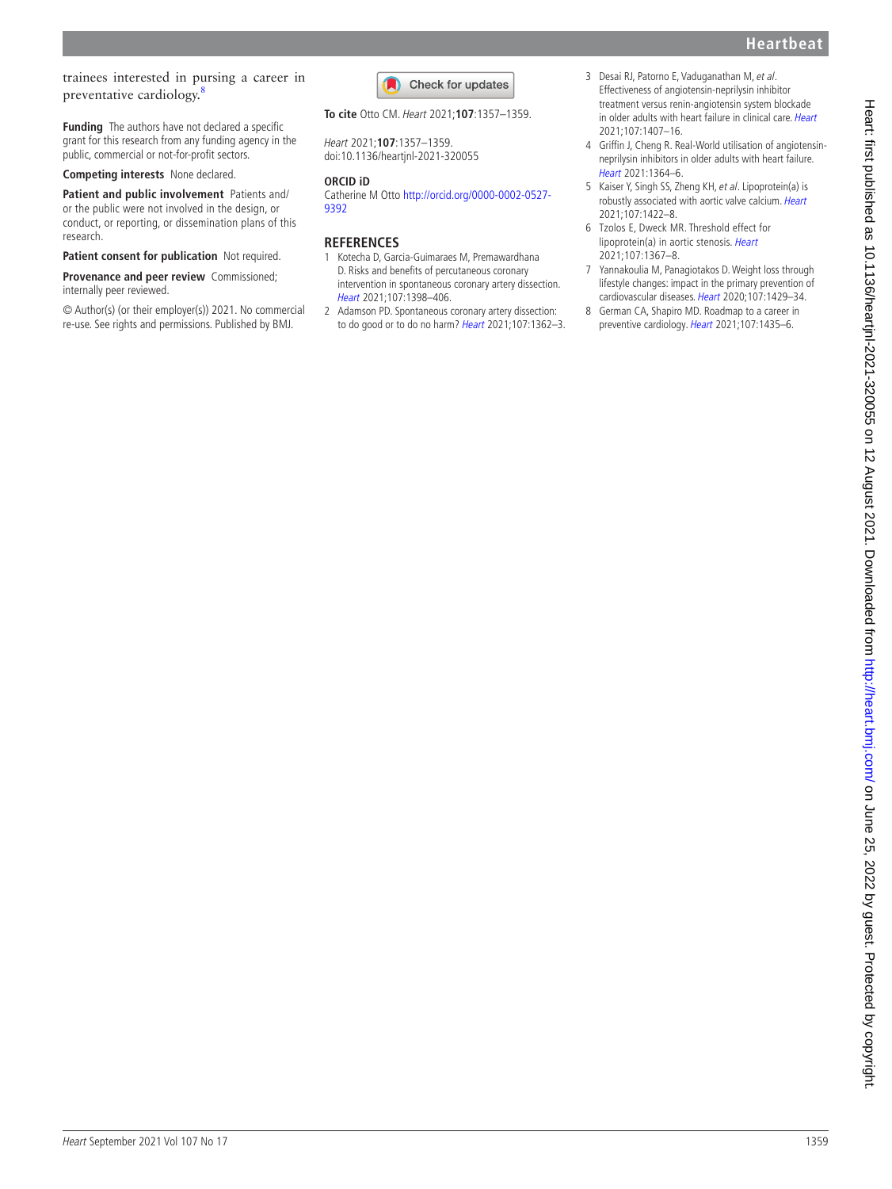trainees interested in pursing a career in preventative cardiology.[8]

**Funding** The authors have not declared a specific grant for this research from any funding agency in the public, commercial or not-for-profit sectors.

**Competing interests** None declared.

**Patient and public involvement** Patients and/or the public were not involved in the design, or conduct, or reporting, or dissemination plans of this research.

**Patient consent for publication** Not required.

**Provenance and peer review** Commissioned; internally peer reviewed.

© Author(s) (or their employer(s)) 2021. No commercial re-use. See rights and permissions. Published by BMJ.

Check for updates

**To cite** Otto CM. *Heart* 2021;**107**:1357–1359.

*Heart* 2021;**107**:1357–1359.
doi:10.1136/heartjnl-2021-320055

**ORCID iD**
Catherine M Otto http://orcid.org/0000-0002-0527-9392

## REFERENCES

1. Kotecha D, Garcia-Guimaraes M, Premawardhana D. Risks and benefits of percutaneous coronary intervention in spontaneous coronary artery dissection. *Heart* 2021;107:1398–406.
2. Adamson PD. Spontaneous coronary artery dissection: to do good or to do no harm? *Heart* 2021;107:1362–3.
3. Desai RJ, Patorno E, Vaduganathan M, *et al*. Effectiveness of angiotensin-neprilysin inhibitor treatment versus renin-angiotensin system blockade in older adults with heart failure in clinical care. *Heart* 2021;107:1407–16.
4. Griffin J, Cheng R. Real-World utilisation of angiotensin-neprilysin inhibitors in older adults with heart failure. *Heart* 2021:1364–6.
5. Kaiser Y, Singh SS, Zheng KH, *et al*. Lipoprotein(a) is robustly associated with aortic valve calcium. *Heart* 2021;107:1422–8.
6. Tzolos E, Dweck MR. Threshold effect for lipoprotein(a) in aortic stenosis. *Heart* 2021;107:1367–8.
7. Yannakoulia M, Panagiotakos D. Weight loss through lifestyle changes: impact in the primary prevention of cardiovascular diseases. *Heart* 2020;107:1429–34.
8. German CA, Shapiro MD. Roadmap to a career in preventive cardiology. *Heart* 2021;107:1435–6.